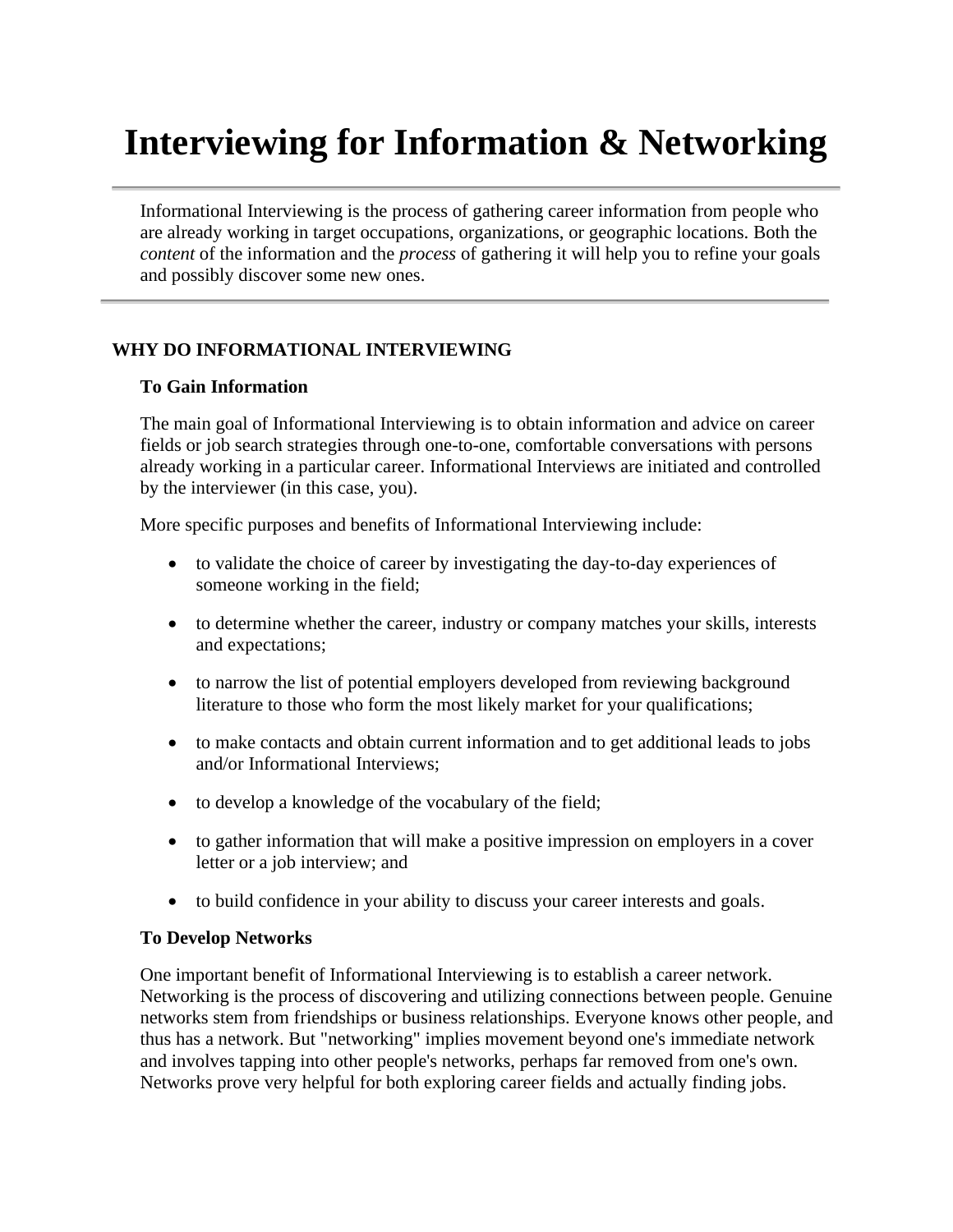# Interviewing for Information & Networking

Informational Interviewing is the process of gathering career information from people who are already working in target occupations, organizations, or geographic locations. Both the *content* of the information and the *process* of gathering it will help you to refine your goals and possibly discover some new ones.

## WHY DO INFORMATIONAL INTERVIEWING

### To Gain Information

The main goal of Informational Interviewing is to obtain information and advice on career fields or job search strategies through one-to-one, comfortable conversations with persons already working in a particular career. Informational Interviews are initiated and controlled by the interviewer (in this case, you).

More specific purposes and benefits of Informational Interviewing include:

- to validate the choice of career by investigating the day-to-day experiences of someone working in the field;
- to determine whether the career, industry or company matches your skills, interests and expectations;
- to narrow the list of potential employers developed from reviewing background literature to those who form the most likely market for your qualifications;
- to make contacts and obtain current information and to get additional leads to jobs and/or Informational Interviews;
- to develop a knowledge of the vocabulary of the field;
- to gather information that will make a positive impression on employers in a cover letter or a job interview; and
- to build confidence in your ability to discuss your career interests and goals.

### To Develop Networks

One important benefit of Informational Interviewing is to establish a career network. Networking is the process of discovering and utilizing connections between people. Genuine networks stem from friendships or business relationships. Everyone knows other people, and thus has a network. But "networking" implies movement beyond one's immediate network and involves tapping into other people's networks, perhaps far removed from one's own. Networks prove very helpful for both exploring career fields and actually finding jobs.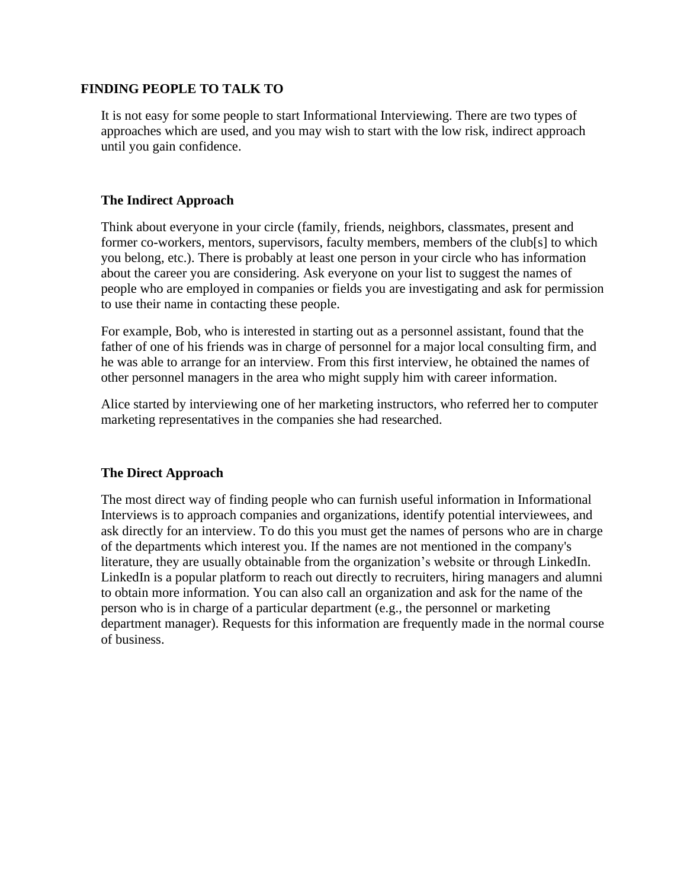## FINDING PEOPLE TO TALK TO

It is not easy for some people to start Informational Interviewing. There are two types of approaches which are used, and you may wish to start with the low risk, indirect approach until you gain confidence.

### The Indirect Approach

Think about everyone in your circle (family, friends, neighbors, classmates, present and former co-workers, mentors, supervisors, faculty members, members of the club[s] to which you belong, etc.). There is probably at least one person in your circle who has information about the career you are considering. Ask everyone on your list to suggest the names of people who are employed in companies or fields you are investigating and ask for permission to use their name in contacting these people.

For example, Bob, who is interested in starting out as a personnel assistant, found that the father of one of his friends was in charge of personnel for a major local consulting firm, and he was able to arrange for an interview. From this first interview, he obtained the names of other personnel managers in the area who might supply him with career information.

Alice started by interviewing one of her marketing instructors, who referred her to computer marketing representatives in the companies she had researched.

### The Direct Approach

The most direct way of finding people who can furnish useful information in Informational Interviews is to approach companies and organizations, identify potential interviewees, and ask directly for an interview. To do this you must get the names of persons who are in charge of the departments which interest you. If the names are not mentioned in the company's literature, they are usually obtainable from the organization's website or through LinkedIn. LinkedIn is a popular platform to reach out directly to recruiters, hiring managers and alumni to obtain more information. You can also call an organization and ask for the name of the person who is in charge of a particular department (e.g., the personnel or marketing department manager). Requests for this information are frequently made in the normal course of business.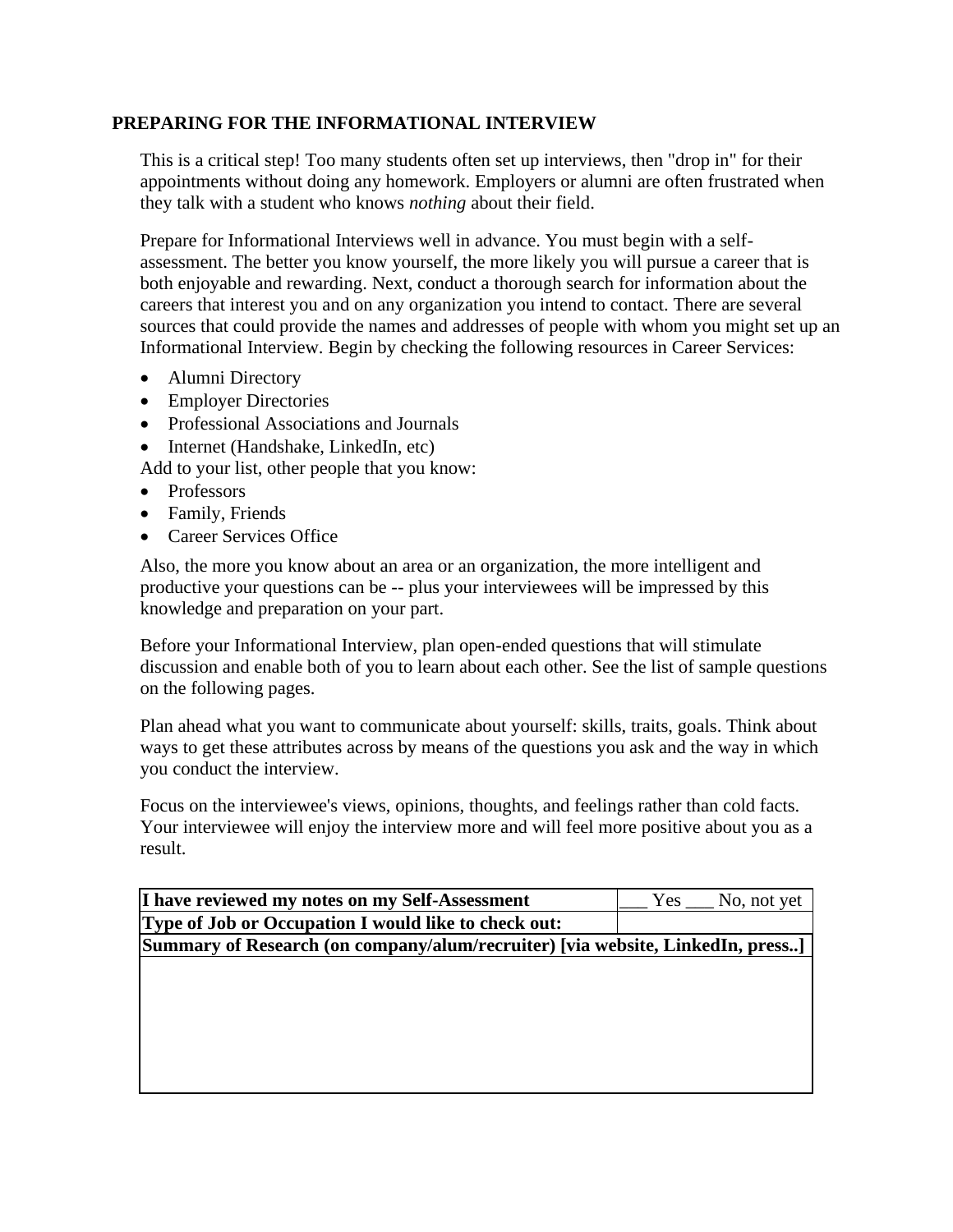## PREPARING FOR THE INFORMATIONAL INTERVIEW

This is a critical step! Too many students often set up interviews, then "drop in" for their appointments without doing any homework. Employers or alumni are often frustrated when they talk with a student who knows *nothing* about their field.

Prepare for Informational Interviews well in advance. You must begin with a self-assessment. The better you know yourself, the more likely you will pursue a career that is both enjoyable and rewarding. Next, conduct a thorough search for information about the careers that interest you and on any organization you intend to contact. There are several sources that could provide the names and addresses of people with whom you might set up an Informational Interview. Begin by checking the following resources in Career Services:

- Alumni Directory
- Employer Directories
- Professional Associations and Journals
- Internet (Handshake, LinkedIn, etc)

Add to your list, other people that you know:

- Professors
- Family, Friends
- Career Services Office

Also, the more you know about an area or an organization, the more intelligent and productive your questions can be -- plus your interviewees will be impressed by this knowledge and preparation on your part.

Before your Informational Interview, plan open-ended questions that will stimulate discussion and enable both of you to learn about each other. See the list of sample questions on the following pages.

Plan ahead what you want to communicate about yourself: skills, traits, goals. Think about ways to get these attributes across by means of the questions you ask and the way in which you conduct the interview.

Focus on the interviewee's views, opinions, thoughts, and feelings rather than cold facts. Your interviewee will enjoy the interview more and will feel more positive about you as a result.

| **I have reviewed my notes on my Self-Assessment** | ___ Yes ___ No, not yet |
| --- | --- |
| **Type of Job or Occupation I would like to check out:** | |
| **Summary of Research (on company/alum/recruiter) [via website, LinkedIn, press..]** | |
| | |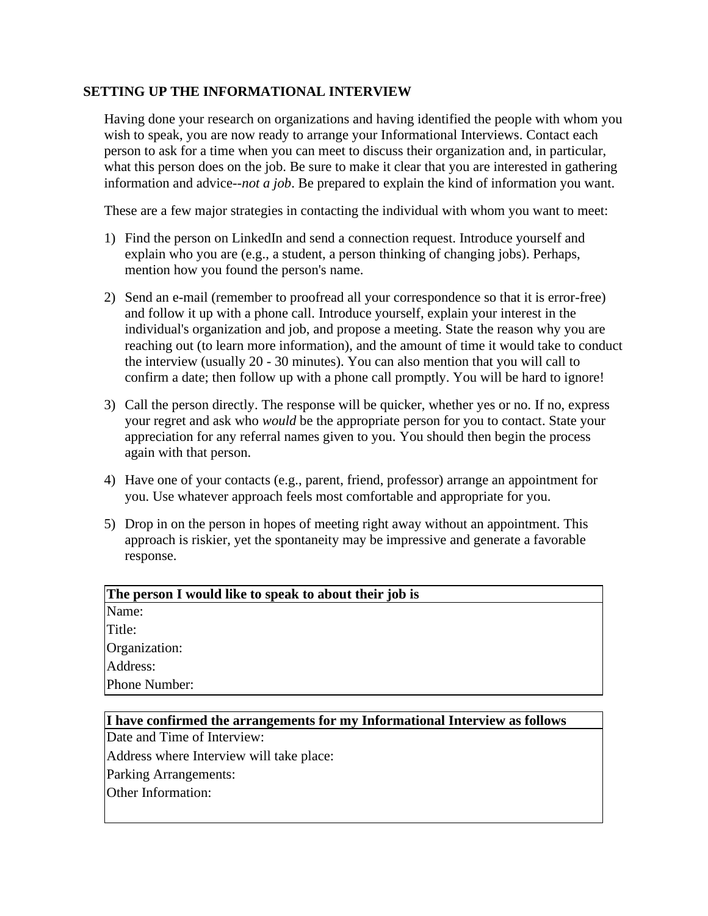## SETTING UP THE INFORMATIONAL INTERVIEW

Having done your research on organizations and having identified the people with whom you wish to speak, you are now ready to arrange your Informational Interviews. Contact each person to ask for a time when you can meet to discuss their organization and, in particular, what this person does on the job. Be sure to make it clear that you are interested in gathering information and advice--*not a job*. Be prepared to explain the kind of information you want.

These are a few major strategies in contacting the individual with whom you want to meet:

1) Find the person on LinkedIn and send a connection request. Introduce yourself and explain who you are (e.g., a student, a person thinking of changing jobs). Perhaps, mention how you found the person's name.

2) Send an e-mail (remember to proofread all your correspondence so that it is error-free) and follow it up with a phone call. Introduce yourself, explain your interest in the individual's organization and job, and propose a meeting. State the reason why you are reaching out (to learn more information), and the amount of time it would take to conduct the interview (usually 20 - 30 minutes). You can also mention that you will call to confirm a date; then follow up with a phone call promptly. You will be hard to ignore!

3) Call the person directly. The response will be quicker, whether yes or no. If no, express your regret and ask who *would* be the appropriate person for you to contact. State your appreciation for any referral names given to you. You should then begin the process again with that person.

4) Have one of your contacts (e.g., parent, friend, professor) arrange an appointment for you. Use whatever approach feels most comfortable and appropriate for you.

5) Drop in on the person in hopes of meeting right away without an appointment. This approach is riskier, yet the spontaneity may be impressive and generate a favorable response.

| **The person I would like to speak to about their job is** |
| --- |
| Name: |
| Title: |
| Organization: |
| Address: |
| Phone Number: |

| **I have confirmed the arrangements for my Informational Interview as follows** |
| --- |
| Date and Time of Interview: |
| Address where Interview will take place: |
| Parking Arrangements: |
| Other Information: |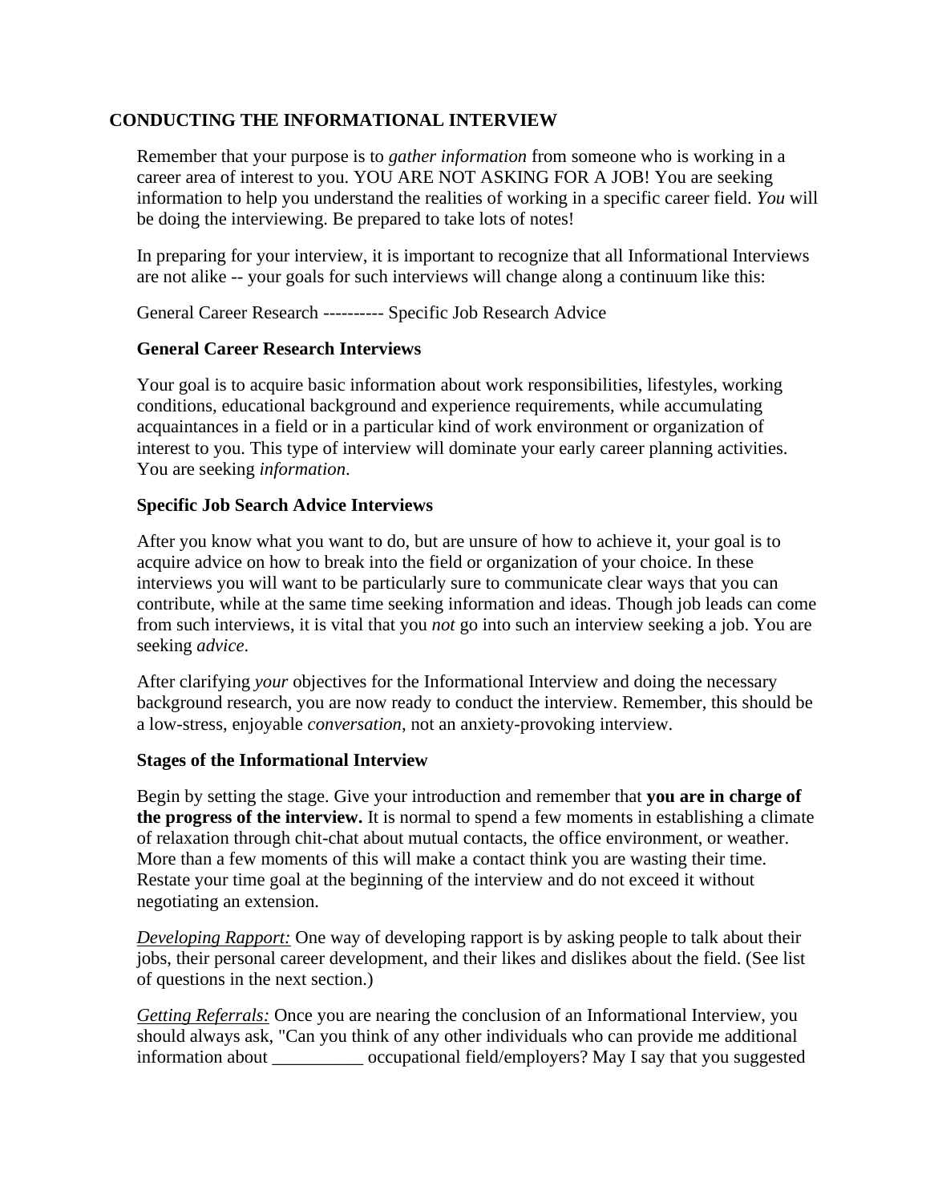## CONDUCTING THE INFORMATIONAL INTERVIEW

Remember that your purpose is to *gather information* from someone who is working in a career area of interest to you. YOU ARE NOT ASKING FOR A JOB! You are seeking information to help you understand the realities of working in a specific career field. *You* will be doing the interviewing. Be prepared to take lots of notes!

In preparing for your interview, it is important to recognize that all Informational Interviews are not alike -- your goals for such interviews will change along a continuum like this:

General Career Research ---------- Specific Job Research Advice

### General Career Research Interviews

Your goal is to acquire basic information about work responsibilities, lifestyles, working conditions, educational background and experience requirements, while accumulating acquaintances in a field or in a particular kind of work environment or organization of interest to you. This type of interview will dominate your early career planning activities. You are seeking *information*.

### Specific Job Search Advice Interviews

After you know what you want to do, but are unsure of how to achieve it, your goal is to acquire advice on how to break into the field or organization of your choice. In these interviews you will want to be particularly sure to communicate clear ways that you can contribute, while at the same time seeking information and ideas. Though job leads can come from such interviews, it is vital that you *not* go into such an interview seeking a job. You are seeking *advice*.

After clarifying *your* objectives for the Informational Interview and doing the necessary background research, you are now ready to conduct the interview. Remember, this should be a low-stress, enjoyable *conversation*, not an anxiety-provoking interview.

### Stages of the Informational Interview

Begin by setting the stage. Give your introduction and remember that **you are in charge of the progress of the interview.** It is normal to spend a few moments in establishing a climate of relaxation through chit-chat about mutual contacts, the office environment, or weather. More than a few moments of this will make a contact think you are wasting their time. Restate your time goal at the beginning of the interview and do not exceed it without negotiating an extension.

<u>*Developing Rapport:*</u> One way of developing rapport is by asking people to talk about their jobs, their personal career development, and their likes and dislikes about the field. (See list of questions in the next section.)

<u>*Getting Referrals:*</u> Once you are nearing the conclusion of an Informational Interview, you should always ask, "Can you think of any other individuals who can provide me additional information about __________ occupational field/employers? May I say that you suggested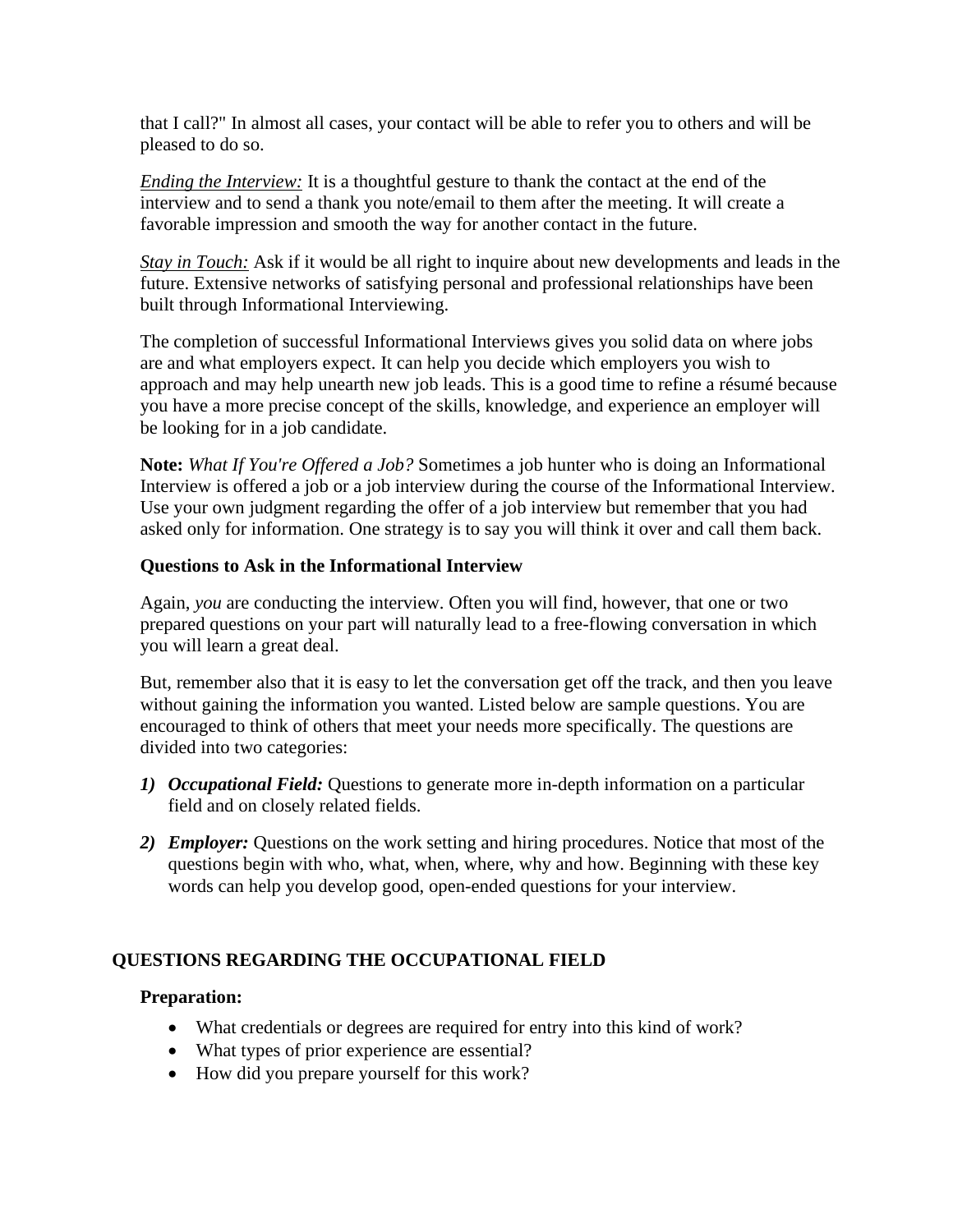that I call?" In almost all cases, your contact will be able to refer you to others and will be pleased to do so.

*Ending the Interview:* It is a thoughtful gesture to thank the contact at the end of the interview and to send a thank you note/email to them after the meeting. It will create a favorable impression and smooth the way for another contact in the future.

*Stay in Touch:* Ask if it would be all right to inquire about new developments and leads in the future. Extensive networks of satisfying personal and professional relationships have been built through Informational Interviewing.

The completion of successful Informational Interviews gives you solid data on where jobs are and what employers expect. It can help you decide which employers you wish to approach and may help unearth new job leads. This is a good time to refine a résumé because you have a more precise concept of the skills, knowledge, and experience an employer will be looking for in a job candidate.

**Note:** *What If You're Offered a Job?* Sometimes a job hunter who is doing an Informational Interview is offered a job or a job interview during the course of the Informational Interview. Use your own judgment regarding the offer of a job interview but remember that you had asked only for information. One strategy is to say you will think it over and call them back.

**Questions to Ask in the Informational Interview**

Again, *you* are conducting the interview. Often you will find, however, that one or two prepared questions on your part will naturally lead to a free-flowing conversation in which you will learn a great deal.

But, remember also that it is easy to let the conversation get off the track, and then you leave without gaining the information you wanted. Listed below are sample questions. You are encouraged to think of others that meet your needs more specifically. The questions are divided into two categories:

1) ***Occupational Field:*** Questions to generate more in-depth information on a particular field and on closely related fields.
2) ***Employer:*** Questions on the work setting and hiring procedures. Notice that most of the questions begin with who, what, when, where, why and how. Beginning with these key words can help you develop good, open-ended questions for your interview.

## QUESTIONS REGARDING THE OCCUPATIONAL FIELD

**Preparation:**

- What credentials or degrees are required for entry into this kind of work?
- What types of prior experience are essential?
- How did you prepare yourself for this work?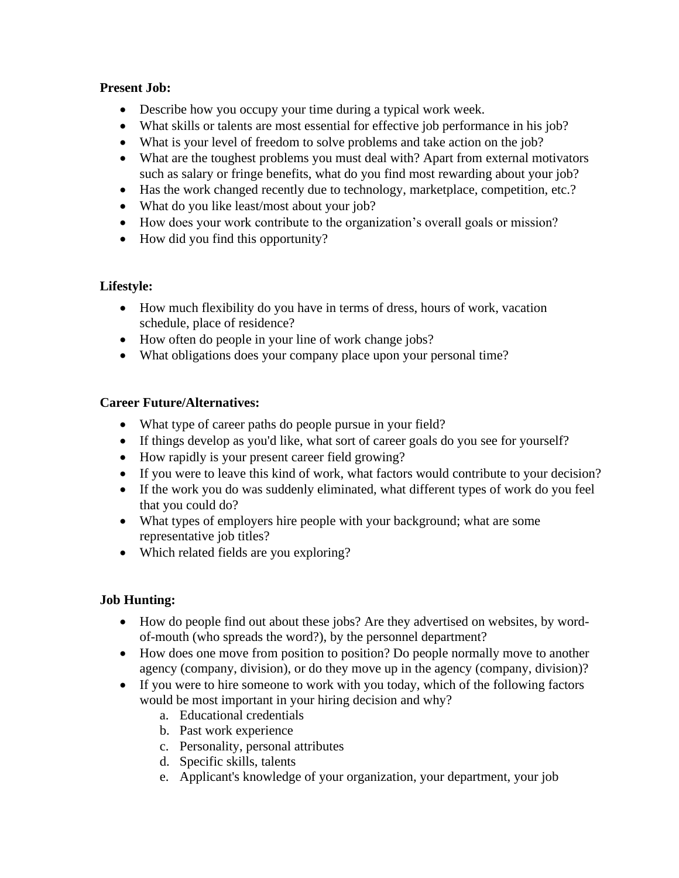**Present Job:**

- Describe how you occupy your time during a typical work week.
- What skills or talents are most essential for effective job performance in his job?
- What is your level of freedom to solve problems and take action on the job?
- What are the toughest problems you must deal with? Apart from external motivators such as salary or fringe benefits, what do you find most rewarding about your job?
- Has the work changed recently due to technology, marketplace, competition, etc.?
- What do you like least/most about your job?
- How does your work contribute to the organization's overall goals or mission?
- How did you find this opportunity?

**Lifestyle:**

- How much flexibility do you have in terms of dress, hours of work, vacation schedule, place of residence?
- How often do people in your line of work change jobs?
- What obligations does your company place upon your personal time?

**Career Future/Alternatives:**

- What type of career paths do people pursue in your field?
- If things develop as you'd like, what sort of career goals do you see for yourself?
- How rapidly is your present career field growing?
- If you were to leave this kind of work, what factors would contribute to your decision?
- If the work you do was suddenly eliminated, what different types of work do you feel that you could do?
- What types of employers hire people with your background; what are some representative job titles?
- Which related fields are you exploring?

**Job Hunting:**

- How do people find out about these jobs? Are they advertised on websites, by word-of-mouth (who spreads the word?), by the personnel department?
- How does one move from position to position? Do people normally move to another agency (company, division), or do they move up in the agency (company, division)?
- If you were to hire someone to work with you today, which of the following factors would be most important in your hiring decision and why?
    a. Educational credentials
    b. Past work experience
    c. Personality, personal attributes
    d. Specific skills, talents
    e. Applicant's knowledge of your organization, your department, your job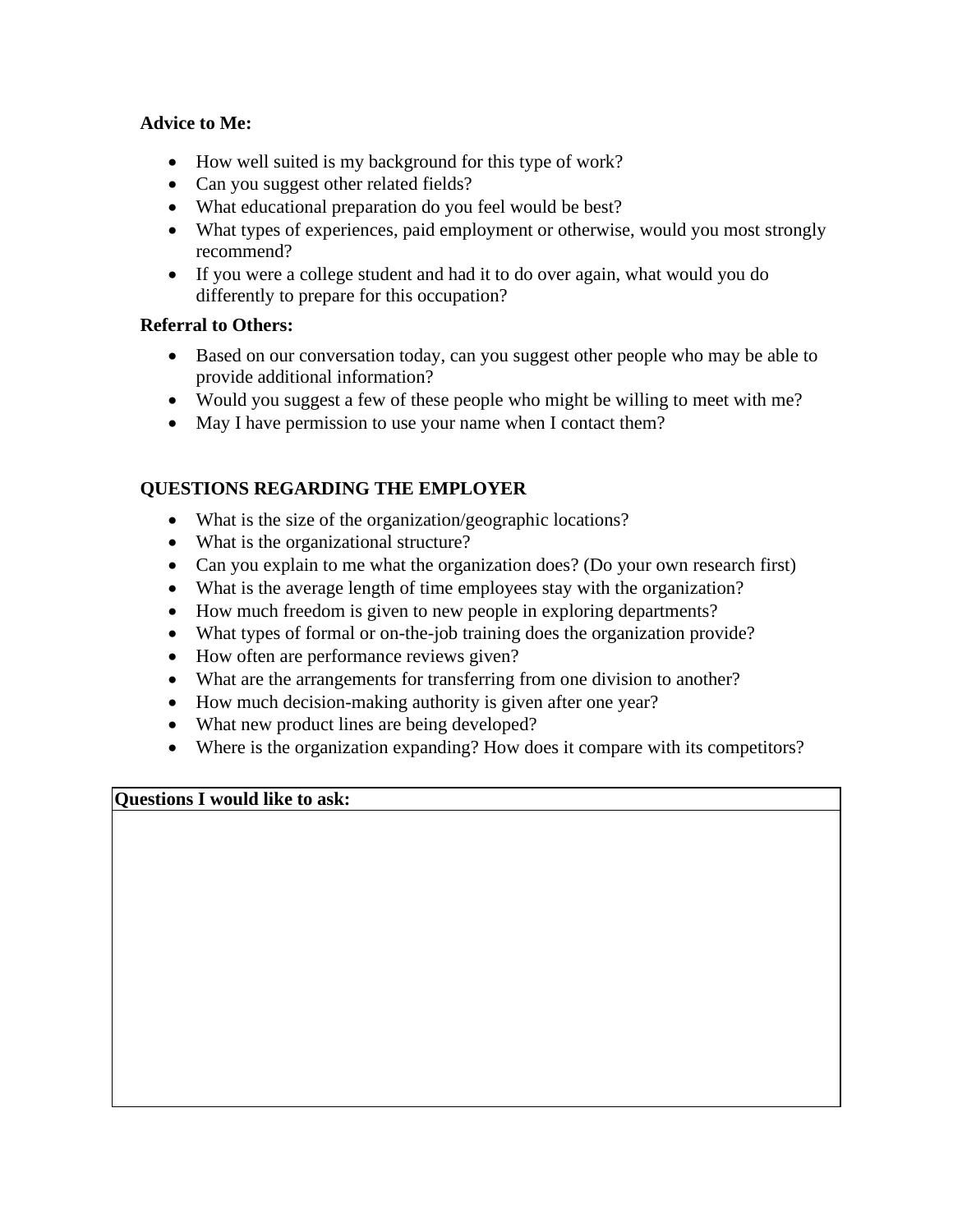**Advice to Me:**

- How well suited is my background for this type of work?
- Can you suggest other related fields?
- What educational preparation do you feel would be best?
- What types of experiences, paid employment or otherwise, would you most strongly recommend?
- If you were a college student and had it to do over again, what would you do differently to prepare for this occupation?

**Referral to Others:**

- Based on our conversation today, can you suggest other people who may be able to provide additional information?
- Would you suggest a few of these people who might be willing to meet with me?
- May I have permission to use your name when I contact them?

## QUESTIONS REGARDING THE EMPLOYER

- What is the size of the organization/geographic locations?
- What is the organizational structure?
- Can you explain to me what the organization does? (Do your own research first)
- What is the average length of time employees stay with the organization?
- How much freedom is given to new people in exploring departments?
- What types of formal or on-the-job training does the organization provide?
- How often are performance reviews given?
- What are the arrangements for transferring from one division to another?
- How much decision-making authority is given after one year?
- What new product lines are being developed?
- Where is the organization expanding? How does it compare with its competitors?

| Questions I would like to ask: |
| --- |
| |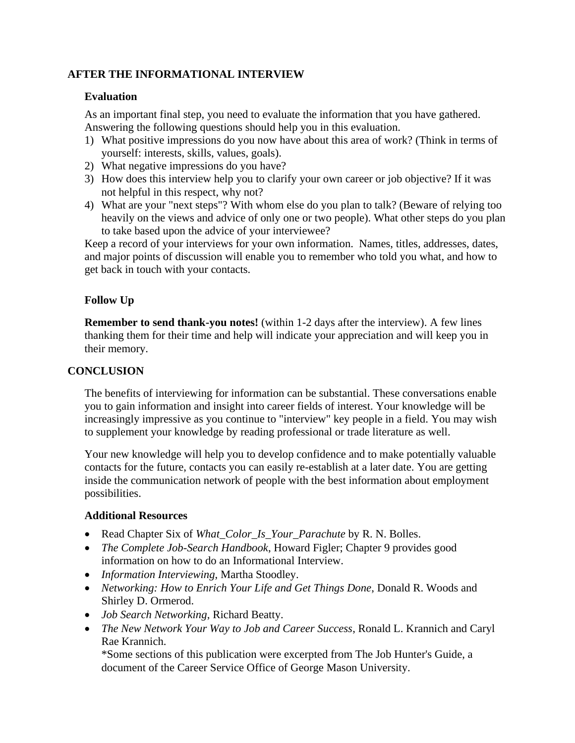## AFTER THE INFORMATIONAL INTERVIEW

### Evaluation

As an important final step, you need to evaluate the information that you have gathered. Answering the following questions should help you in this evaluation.

1) What positive impressions do you now have about this area of work? (Think in terms of yourself: interests, skills, values, goals).
2) What negative impressions do you have?
3) How does this interview help you to clarify your own career or job objective? If it was not helpful in this respect, why not?
4) What are your "next steps"? With whom else do you plan to talk? (Beware of relying too heavily on the views and advice of only one or two people). What other steps do you plan to take based upon the advice of your interviewee?

Keep a record of your interviews for your own information. Names, titles, addresses, dates, and major points of discussion will enable you to remember who told you what, and how to get back in touch with your contacts.

### Follow Up

**Remember to send thank-you notes!** (within 1-2 days after the interview). A few lines thanking them for their time and help will indicate your appreciation and will keep you in their memory.

## CONCLUSION

The benefits of interviewing for information can be substantial. These conversations enable you to gain information and insight into career fields of interest. Your knowledge will be increasingly impressive as you continue to "interview" key people in a field. You may wish to supplement your knowledge by reading professional or trade literature as well.

Your new knowledge will help you to develop confidence and to make potentially valuable contacts for the future, contacts you can easily re-establish at a later date. You are getting inside the communication network of people with the best information about employment possibilities.

### Additional Resources

- Read Chapter Six of *What_Color_Is_Your_Parachute* by R. N. Bolles.
- *The Complete Job-Search Handbook*, Howard Figler; Chapter 9 provides good information on how to do an Informational Interview.
- *Information Interviewing*, Martha Stoodley.
- *Networking: How to Enrich Your Life and Get Things Done*, Donald R. Woods and Shirley D. Ormerod.
- *Job Search Networking*, Richard Beatty.
- *The New Network Your Way to Job and Career Success*, Ronald L. Krannich and Caryl Rae Krannich.
  *Some sections of this publication were excerpted from The Job Hunter's Guide, a document of the Career Service Office of George Mason University.